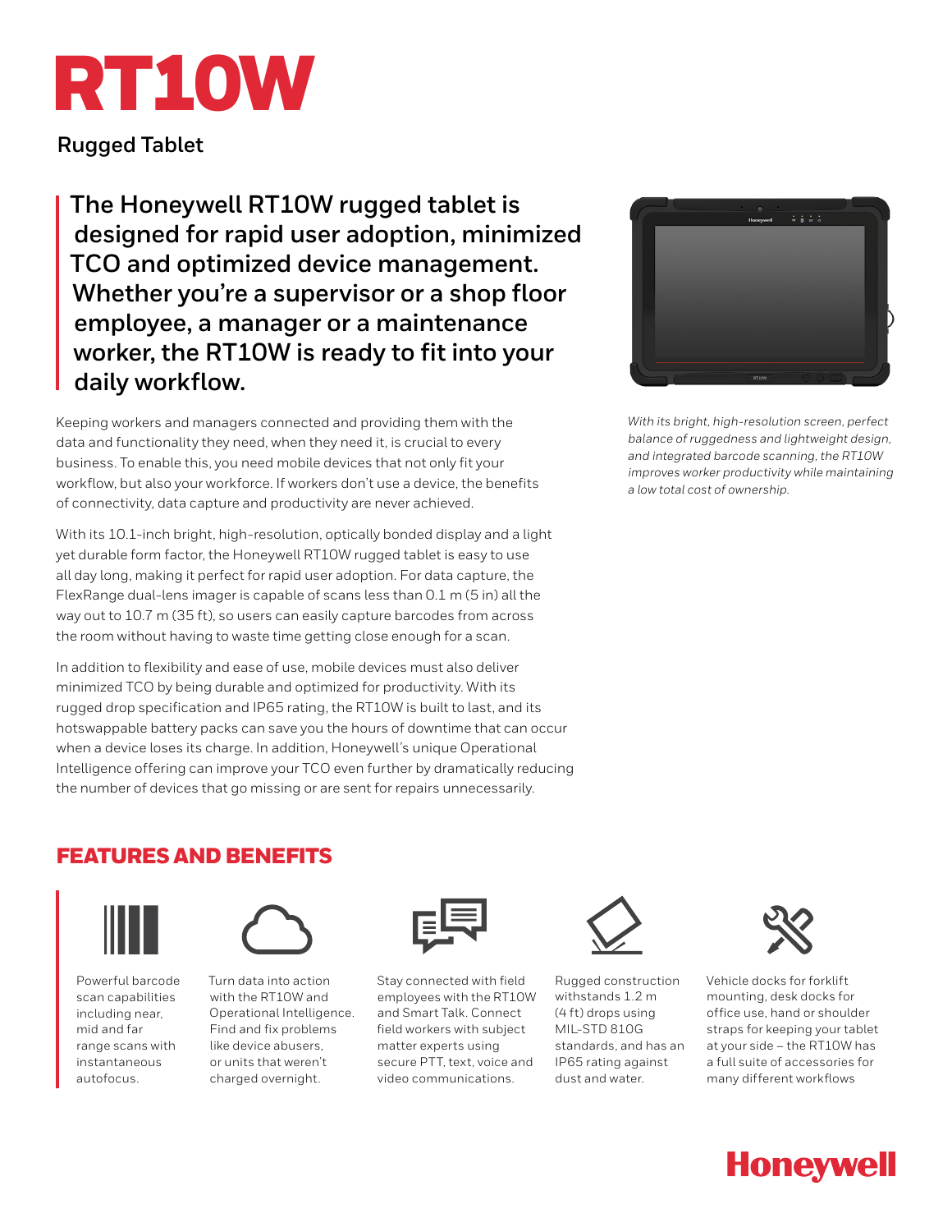# RT10W

## Rugged Tablet

**The Honeywell RT10W rugged tablet is designed for rapid user adoption, minimized TCO and optimized device management. Whether you're a supervisor or a shop floor employee, a manager or a maintenance worker, the RT10W is ready to fit into your daily workflow.**

Keeping workers and managers connected and providing them with the data and functionality they need, when they need it, is crucial to every business. To enable this, you need mobile devices that not only fit your workflow, but also your workforce. If workers don't use a device, the benefits of connectivity, data capture and productivity are never achieved.

With its 10.1-inch bright, high-resolution, optically bonded display and a light yet durable form factor, the Honeywell RT10W rugged tablet is easy to use all day long, making it perfect for rapid user adoption. For data capture, the FlexRange dual-lens imager is capable of scans less than 0.1 m (5 in) all the way out to 10.7 m (35 ft), so users can easily capture barcodes from across the room without having to waste time getting close enough for a scan.

In addition to flexibility and ease of use, mobile devices must also deliver minimized TCO by being durable and optimized for productivity. With its rugged drop specification and IP65 rating, the RT10W is built to last, and its hotswappable battery packs can save you the hours of downtime that can occur when a device loses its charge. In addition, Honeywell's unique Operational Intelligence offering can improve your TCO even further by dramatically reducing the number of devices that go missing or are sent for repairs unnecessarily.

*With its bright, high-resolution screen, perfect balance of ruggedness and lightweight design, and integrated barcode scanning, the RT10W improves worker productivity while maintaining a low total cost of ownership.*

## FEATURES AND BENEFITS

- Powerful barcode scan capabilities including near, mid and far range scans with instantaneous autofocus.
- Turn data into action with the RT10W and Operational Intelligence. Find and fix problems like device abusers, or units that weren't charged overnight.
- Stay connected with field employees with the RT10W and Smart Talk. Connect field workers with subject matter experts using secure PTT, text, voice and video communications.
- Rugged construction withstands 1.2 m (4 ft) drops using MIL-STD 810G standards, and has an IP65 rating against dust and water.
- Vehicle docks for forklift mounting, desk docks for office use, hand or shoulder straps for keeping your tablet at your side – the RT10W has a full suite of accessories for many different workflows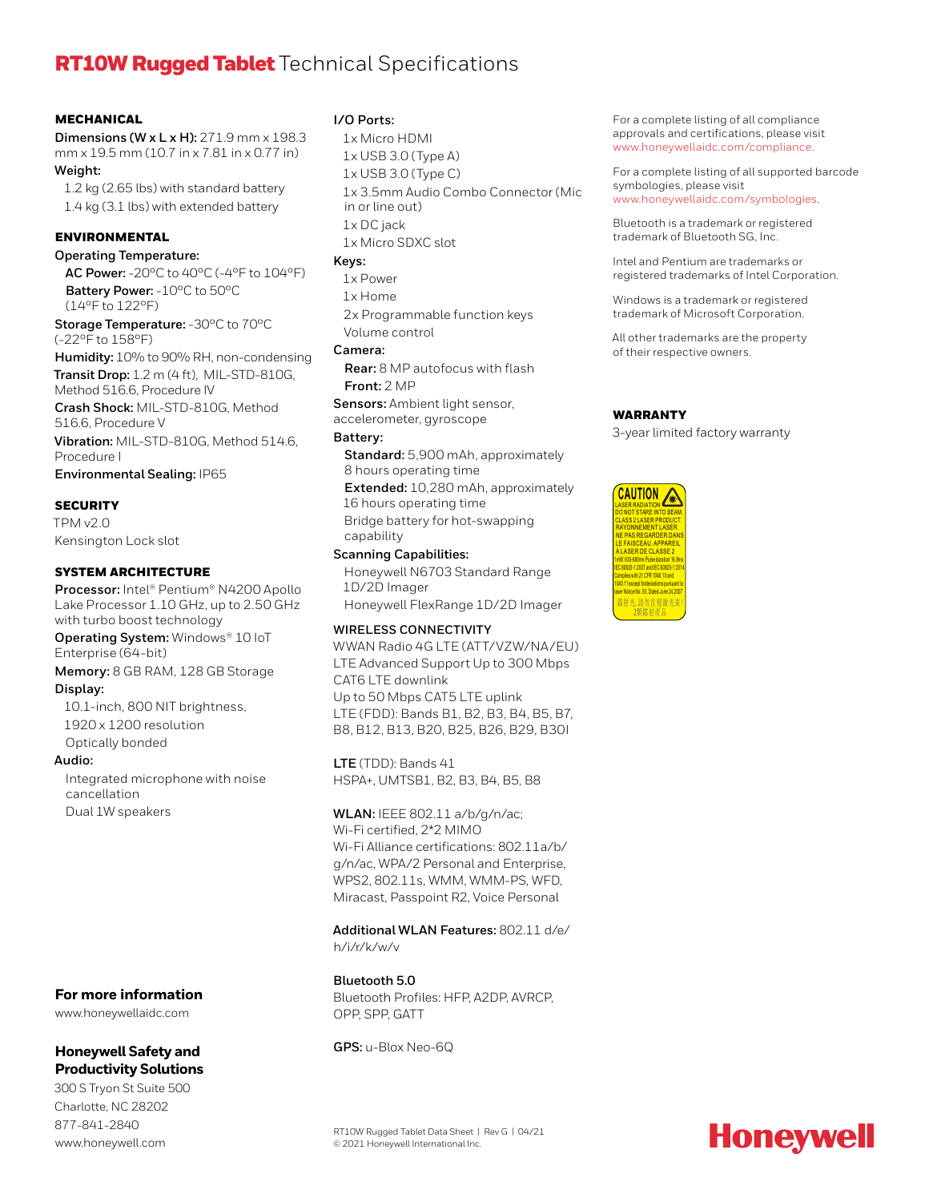# RT10W Rugged Tablet Technical Specifications

## MECHANICAL

**Dimensions (W x L x H):** 271.9 mm x 198.3 mm x 19.5 mm (10.7 in x 7.81 in x 0.77 in)

**Weight:**

- 1.2 kg (2.65 lbs) with standard battery
- 1.4 kg (3.1 lbs) with extended battery

## ENVIRONMENTAL

**Operating Temperature:**

- **AC Power:** -20°C to 40°C (-4°F to 104°F)
- **Battery Power:** -10°C to 50°C (14°F to 122°F)

**Storage Temperature:** -30°C to 70°C (-22°F to 158°F)

**Humidity:** 10% to 90% RH, non-condensing

**Transit Drop:** 1.2 m (4 ft), MIL-STD-810G, Method 516.6, Procedure IV

**Crash Shock:** MIL-STD-810G, Method 516.6, Procedure V

**Vibration:** MIL-STD-810G, Method 514.6, Procedure I

**Environmental Sealing:** IP65

## SECURITY

TPM v2.0

Kensington Lock slot

## SYSTEM ARCHITECTURE

**Processor:** Intel® Pentium® N4200 Apollo Lake Processor 1.10 GHz, up to 2.50 GHz with turbo boost technology

**Operating System:** Windows® 10 IoT Enterprise (64-bit)

**Memory:** 8 GB RAM, 128 GB Storage

**Display:**

- 10.1-inch, 800 NIT brightness, 1920 x 1200 resolution
- Optically bonded

**Audio:**

- Integrated microphone with noise cancellation
- Dual 1W speakers

**I/O Ports:**

- 1x Micro HDMI
- 1x USB 3.0 (Type A)
- 1x USB 3.0 (Type C)
- 1x 3.5mm Audio Combo Connector (Mic in or line out)
- 1x DC jack
- 1x Micro SDXC slot

**Keys:**

- 1x Power
- 1x Home
- 2x Programmable function keys
- Volume control

**Camera:**

- **Rear:** 8 MP autofocus with flash
- **Front:** 2 MP

**Sensors:** Ambient light sensor, accelerometer, gyroscope

**Battery:**

- **Standard:** 5,900 mAh, approximately 8 hours operating time
- **Extended:** 10,280 mAh, approximately 16 hours operating time
- Bridge battery for hot-swapping capability

**Scanning Capabilities:**

- Honeywell N6703 Standard Range 1D/2D Imager
- Honeywell FlexRange 1D/2D Imager

## WIRELESS CONNECTIVITY

WWAN Radio 4G LTE (ATT/VZW/NA/EU)

LTE Advanced Support Up to 300 Mbps CAT6 LTE downlink

Up to 50 Mbps CAT5 LTE uplink

LTE (FDD): Bands B1, B2, B3, B4, B5, B7, B8, B12, B13, B20, B25, B26, B29, B30I

**LTE** (TDD): Bands 41

HSPA+, UMTSB1, B2, B3, B4, B5, B8

**WLAN:** IEEE 802.11 a/b/g/n/ac; Wi-Fi certified, 2*2 MIMO

Wi-Fi Alliance certifications: 802.11a/b/g/n/ac, WPA/2 Personal and Enterprise, WPS2, 802.11s, WMM, WMM-PS, WFD, Miracast, Passpoint R2, Voice Personal

**Additional WLAN Features:** 802.11 d/e/h/i/r/k/w/v

**Bluetooth 5.0**

Bluetooth Profiles: HFP, A2DP, AVRCP, OPP, SPP, GATT

**GPS:** u-Blox Neo-6Q

For a complete listing of all compliance approvals and certifications, please visit www.honeywellaidc.com/compliance.

For a complete listing of all supported barcode symbologies, please visit www.honeywellaidc.com/symbologies.

Bluetooth is a trademark or registered trademark of Bluetooth SG, Inc.

Intel and Pentium are trademarks or registered trademarks of Intel Corporation.

Windows is a trademark or registered trademark of Microsoft Corporation.

All other trademarks are the property of their respective owners.

## WARRANTY

3-year limited factory warranty

CAUTION
LASER RADIATION
DO NOT STARE INTO BEAM.
CLASS 2 LASER PRODUCT.
RAYONNEMENT LASER.
NE PAS REGARDER DANS LE FAISCEAU. APPAREIL A LASER DE CLASSE 2
1mW, 630-680nm, Pulse duration 16.8ms
IEC 60825-1:2007 and IEC 60825-1:2014
Complies with 21 CFR 1040.10 and 1040.11 except for deviations pursuant to laser Notice No. 50, Dated June 24,2007
雷射光,請勿直視激光束!
2類雷射產品

**For more information**

www.honeywellaidc.com

**Honeywell Safety and Productivity Solutions**

300 S Tryon St Suite 500
Charlotte, NC 28202
877-841-2840
www.honeywell.com

RT10W Rugged Tablet Data Sheet | Rev G | 04/21
© 2021 Honeywell International Inc.